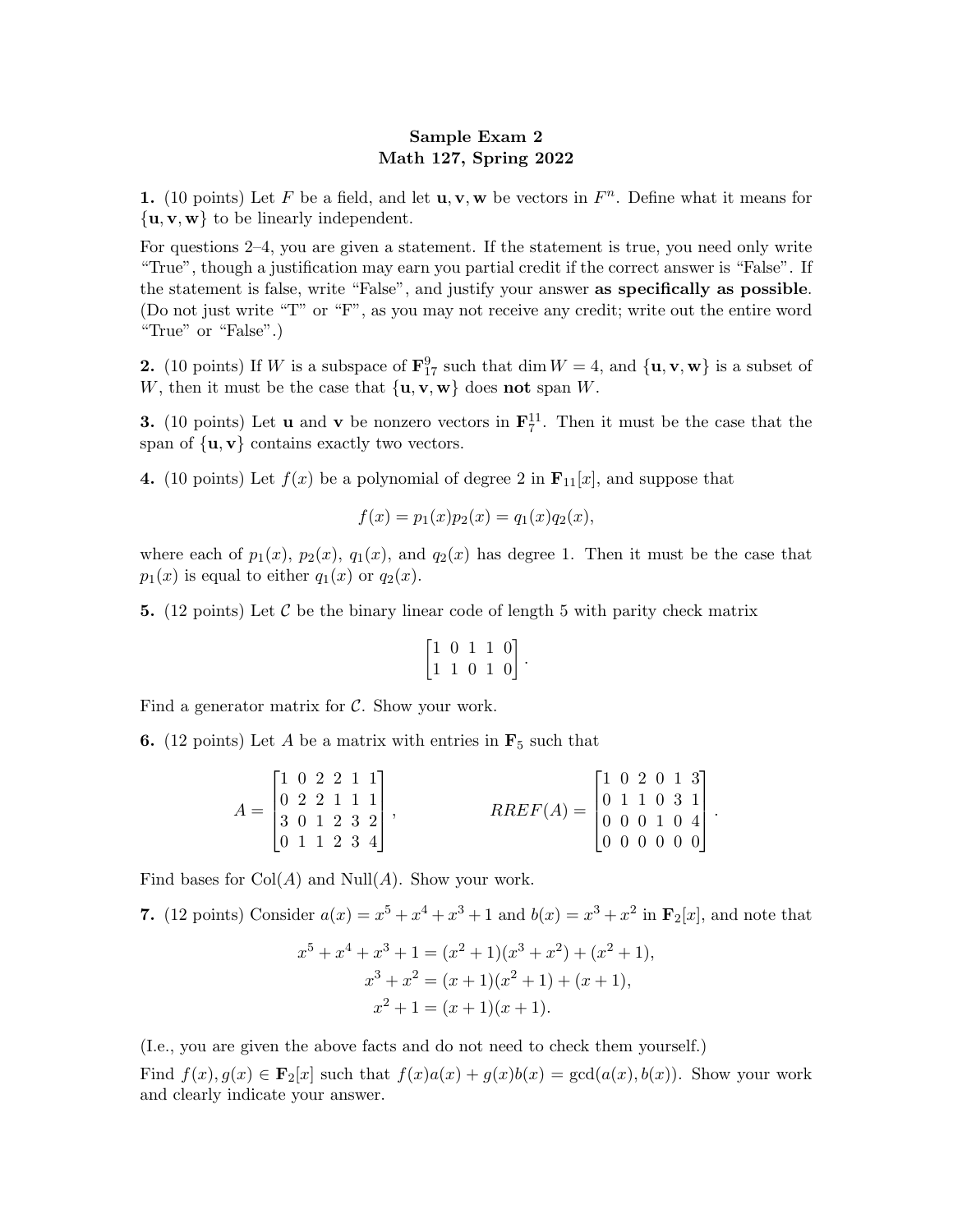**Sample Exam 2**
**Math 127, Spring 2022**

**1.** (10 points) Let $F$ be a field, and let $\mathbf{u}, \mathbf{v}, \mathbf{w}$ be vectors in $F^n$. Define what it means for $\{\mathbf{u}, \mathbf{v}, \mathbf{w}\}$ to be linearly independent.

For questions 2–4, you are given a statement. If the statement is true, you need only write "True", though a justification may earn you partial credit if the correct answer is "False". If the statement is false, write "False", and justify your answer **as specifically as possible**. (Do not just write "T" or "F", as you may not receive any credit; write out the entire word "True" or "False".)

**2.** (10 points) If $W$ is a subspace of $\mathbf{F}_{17}^9$ such that $\dim W = 4$, and $\{\mathbf{u}, \mathbf{v}, \mathbf{w}\}$ is a subset of $W$, then it must be the case that $\{\mathbf{u}, \mathbf{v}, \mathbf{w}\}$ does **not** span $W$.

**3.** (10 points) Let $\mathbf{u}$ and $\mathbf{v}$ be nonzero vectors in $\mathbf{F}_7^{11}$. Then it must be the case that the span of $\{\mathbf{u}, \mathbf{v}\}$ contains exactly two vectors.

**4.** (10 points) Let $f(x)$ be a polynomial of degree 2 in $\mathbf{F}_{11}[x]$, and suppose that

$$f(x) = p_1(x)p_2(x) = q_1(x)q_2(x),$$

where each of $p_1(x)$, $p_2(x)$, $q_1(x)$, and $q_2(x)$ has degree 1. Then it must be the case that $p_1(x)$ is equal to either $q_1(x)$ or $q_2(x)$.

**5.** (12 points) Let $\mathcal{C}$ be the binary linear code of length 5 with parity check matrix

$$\begin{bmatrix} 1 & 0 & 1 & 1 & 0 \\ 1 & 1 & 0 & 1 & 0 \end{bmatrix}.$$

Find a generator matrix for $\mathcal{C}$. Show your work.

**6.** (12 points) Let $A$ be a matrix with entries in $\mathbf{F}_5$ such that

$$A = \begin{bmatrix} 1 & 0 & 2 & 2 & 1 & 1 \\ 0 & 2 & 2 & 1 & 1 & 1 \\ 3 & 0 & 1 & 2 & 3 & 2 \\ 0 & 1 & 1 & 2 & 3 & 4 \end{bmatrix}, \qquad RREF(A) = \begin{bmatrix} 1 & 0 & 2 & 0 & 1 & 3 \\ 0 & 1 & 1 & 0 & 3 & 1 \\ 0 & 0 & 0 & 1 & 0 & 4 \\ 0 & 0 & 0 & 0 & 0 & 0 \end{bmatrix}.$$

Find bases for $\mathrm{Col}(A)$ and $\mathrm{Null}(A)$. Show your work.

**7.** (12 points) Consider $a(x) = x^5 + x^4 + x^3 + 1$ and $b(x) = x^3 + x^2$ in $\mathbf{F}_2[x]$, and note that

$$\begin{aligned} x^5 + x^4 + x^3 + 1 &= (x^2 + 1)(x^3 + x^2) + (x^2 + 1), \\ x^3 + x^2 &= (x + 1)(x^2 + 1) + (x + 1), \\ x^2 + 1 &= (x + 1)(x + 1). \end{aligned}$$

(I.e., you are given the above facts and do not need to check them yourself.)

Find $f(x), g(x) \in \mathbf{F}_2[x]$ such that $f(x)a(x) + g(x)b(x) = \gcd(a(x), b(x))$. Show your work and clearly indicate your answer.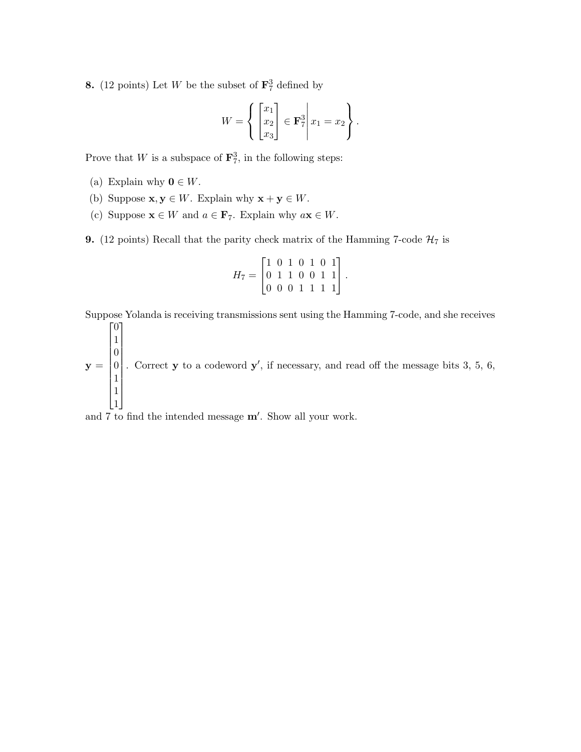**8.** (12 points) Let $W$ be the subset of $\mathbf{F}_7^3$ defined by

$$W = \left\{ \begin{bmatrix} x_1 \\ x_2 \\ x_3 \end{bmatrix} \in \mathbf{F}_7^3 \,\middle|\, x_1 = x_2 \right\}.$$

Prove that $W$ is a subspace of $\mathbf{F}_7^3$, in the following steps:

(a) Explain why $\mathbf{0} \in W$.

(b) Suppose $\mathbf{x}, \mathbf{y} \in W$. Explain why $\mathbf{x} + \mathbf{y} \in W$.

(c) Suppose $\mathbf{x} \in W$ and $a \in \mathbf{F}_7$. Explain why $a\mathbf{x} \in W$.

**9.** (12 points) Recall that the parity check matrix of the Hamming 7-code $\mathcal{H}_7$ is

$$H_7 = \begin{bmatrix} 1 & 0 & 1 & 0 & 1 & 0 & 1 \\ 0 & 1 & 1 & 0 & 0 & 1 & 1 \\ 0 & 0 & 0 & 1 & 1 & 1 & 1 \end{bmatrix}.$$

Suppose Yolanda is receiving transmissions sent using the Hamming 7-code, and she receives $\mathbf{y} = \begin{bmatrix} 0 \\ 1 \\ 0 \\ 0 \\ 1 \\ 1 \\ 1 \end{bmatrix}$. Correct $\mathbf{y}$ to a codeword $\mathbf{y}'$, if necessary, and read off the message bits 3, 5, 6, and 7 to find the intended message $\mathbf{m}'$. Show all your work.